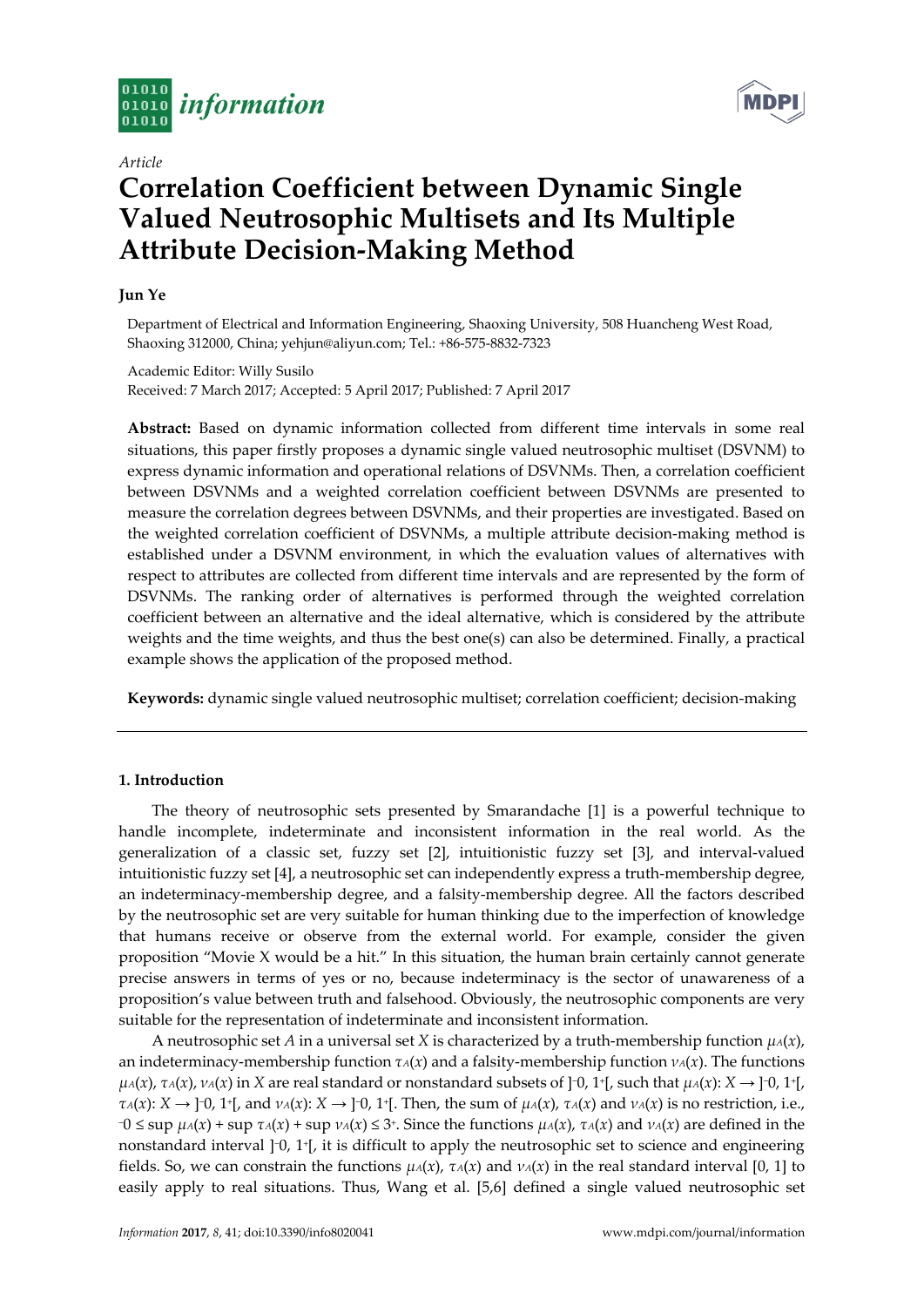*Article*

# Correlation Coefficient between Dynamic Single Valued Neutrosophic Multisets and Its Multiple Attribute Decision-Making Method

**Jun Ye**

Department of Electrical and Information Engineering, Shaoxing University, 508 Huancheng West Road, Shaoxing 312000, China; yehjun@aliyun.com; Tel.: +86-575-8832-7323

Academic Editor: Willy Susilo

Received: 7 March 2017; Accepted: 5 April 2017; Published: 7 April 2017

**Abstract:** Based on dynamic information collected from different time intervals in some real situations, this paper firstly proposes a dynamic single valued neutrosophic multiset (DSVNM) to express dynamic information and operational relations of DSVNMs. Then, a correlation coefficient between DSVNMs and a weighted correlation coefficient between DSVNMs are presented to measure the correlation degrees between DSVNMs, and their properties are investigated. Based on the weighted correlation coefficient of DSVNMs, a multiple attribute decision-making method is established under a DSVNM environment, in which the evaluation values of alternatives with respect to attributes are collected from different time intervals and are represented by the form of DSVNMs. The ranking order of alternatives is performed through the weighted correlation coefficient between an alternative and the ideal alternative, which is considered by the attribute weights and the time weights, and thus the best one(s) can also be determined. Finally, a practical example shows the application of the proposed method.

**Keywords:** dynamic single valued neutrosophic multiset; correlation coefficient; decision-making

## 1. Introduction

The theory of neutrosophic sets presented by Smarandache [1] is a powerful technique to handle incomplete, indeterminate and inconsistent information in the real world. As the generalization of a classic set, fuzzy set [2], intuitionistic fuzzy set [3], and interval-valued intuitionistic fuzzy set [4], a neutrosophic set can independently express a truth-membership degree, an indeterminacy-membership degree, and a falsity-membership degree. All the factors described by the neutrosophic set are very suitable for human thinking due to the imperfection of knowledge that humans receive or observe from the external world. For example, consider the given proposition "Movie X would be a hit." In this situation, the human brain certainly cannot generate precise answers in terms of yes or no, because indeterminacy is the sector of unawareness of a proposition's value between truth and falsehood. Obviously, the neutrosophic components are very suitable for the representation of indeterminate and inconsistent information.

A neutrosophic set $A$ in a universal set $X$ is characterized by a truth-membership function $\mu_A(x)$, an indeterminacy-membership function $\tau_A(x)$ and a falsity-membership function $\nu_A(x)$. The functions $\mu_A(x)$, $\tau_A(x)$, $\nu_A(x)$ in $X$ are real standard or nonstandard subsets of $]^-0, 1^+[$, such that $\mu_A(x): X \to ]^-0, 1^+[$, $\tau_A(x): X \to ]^-0, 1^+[$, and $\nu_A(x): X \to ]^-0, 1^+[$. Then, the sum of $\mu_A(x)$, $\tau_A(x)$ and $\nu_A(x)$ is no restriction, i.e., $^-0 \le \sup \mu_A(x) + \sup \tau_A(x) + \sup \nu_A(x) \le 3^+$. Since the functions $\mu_A(x)$, $\tau_A(x)$ and $\nu_A(x)$ are defined in the nonstandard interval $]^-0, 1^+[$, it is difficult to apply the neutrosophic set to science and engineering fields. So, we can constrain the functions $\mu_A(x)$, $\tau_A(x)$ and $\nu_A(x)$ in the real standard interval [0, 1] to easily apply to real situations. Thus, Wang et al. [5,6] defined a single valued neutrosophic set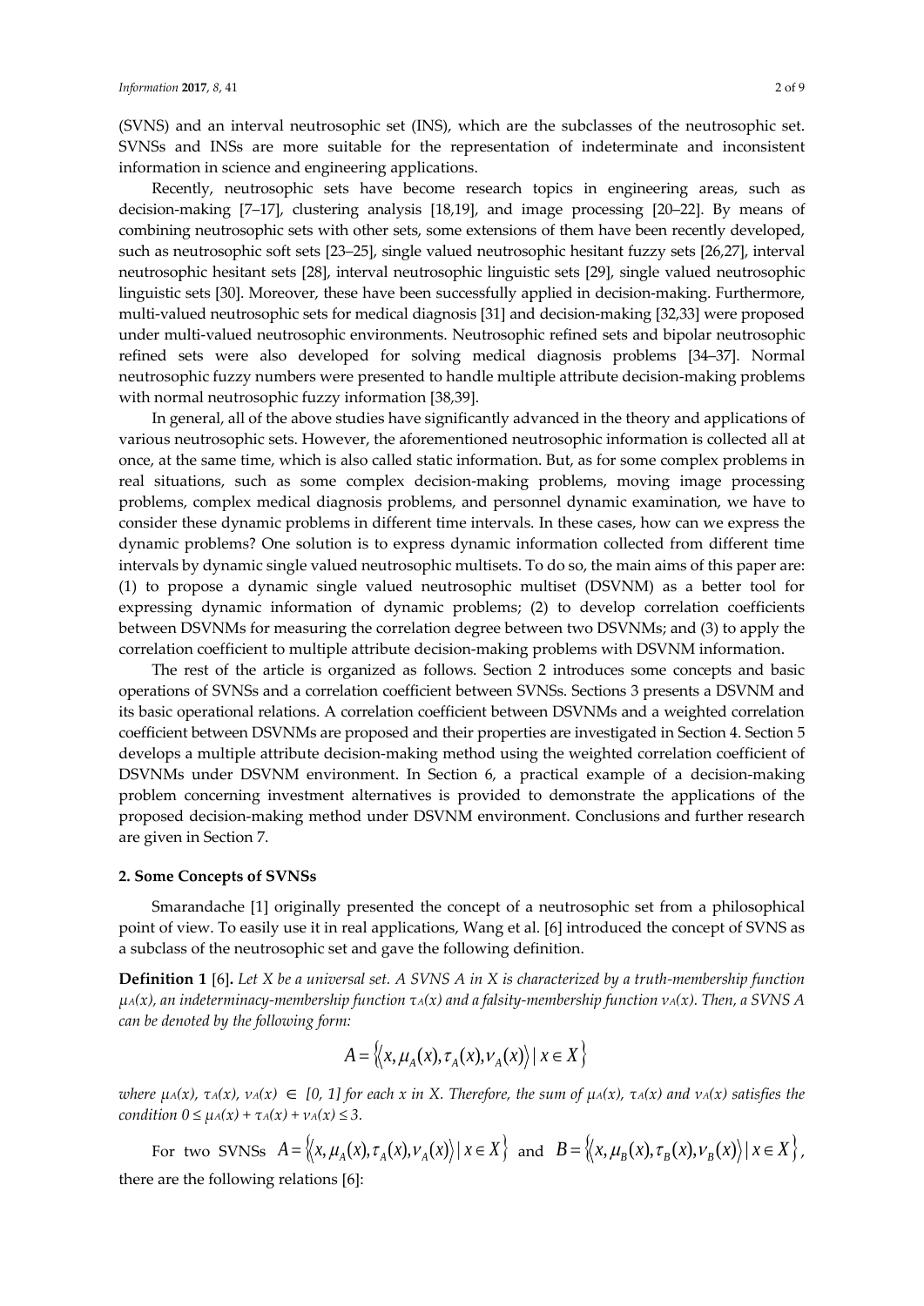(SVNS) and an interval neutrosophic set (INS), which are the subclasses of the neutrosophic set. SVNSs and INSs are more suitable for the representation of indeterminate and inconsistent information in science and engineering applications.

Recently, neutrosophic sets have become research topics in engineering areas, such as decision-making [7–17], clustering analysis [18,19], and image processing [20–22]. By means of combining neutrosophic sets with other sets, some extensions of them have been recently developed, such as neutrosophic soft sets [23–25], single valued neutrosophic hesitant fuzzy sets [26,27], interval neutrosophic hesitant sets [28], interval neutrosophic linguistic sets [29], single valued neutrosophic linguistic sets [30]. Moreover, these have been successfully applied in decision-making. Furthermore, multi-valued neutrosophic sets for medical diagnosis [31] and decision-making [32,33] were proposed under multi-valued neutrosophic environments. Neutrosophic refined sets and bipolar neutrosophic refined sets were also developed for solving medical diagnosis problems [34–37]. Normal neutrosophic fuzzy numbers were presented to handle multiple attribute decision-making problems with normal neutrosophic fuzzy information [38,39].

In general, all of the above studies have significantly advanced in the theory and applications of various neutrosophic sets. However, the aforementioned neutrosophic information is collected all at once, at the same time, which is also called static information. But, as for some complex problems in real situations, such as some complex decision-making problems, moving image processing problems, complex medical diagnosis problems, and personnel dynamic examination, we have to consider these dynamic problems in different time intervals. In these cases, how can we express the dynamic problems? One solution is to express dynamic information collected from different time intervals by dynamic single valued neutrosophic multisets. To do so, the main aims of this paper are: (1) to propose a dynamic single valued neutrosophic multiset (DSVNM) as a better tool for expressing dynamic information of dynamic problems; (2) to develop correlation coefficients between DSVNMs for measuring the correlation degree between two DSVNMs; and (3) to apply the correlation coefficient to multiple attribute decision-making problems with DSVNM information.

The rest of the article is organized as follows. Section 2 introduces some concepts and basic operations of SVNSs and a correlation coefficient between SVNSs. Sections 3 presents a DSVNM and its basic operational relations. A correlation coefficient between DSVNMs and a weighted correlation coefficient between DSVNMs are proposed and their properties are investigated in Section 4. Section 5 develops a multiple attribute decision-making method using the weighted correlation coefficient of DSVNMs under DSVNM environment. In Section 6, a practical example of a decision-making problem concerning investment alternatives is provided to demonstrate the applications of the proposed decision-making method under DSVNM environment. Conclusions and further research are given in Section 7.

## 2. Some Concepts of SVNSs

Smarandache [1] originally presented the concept of a neutrosophic set from a philosophical point of view. To easily use it in real applications, Wang et al. [6] introduced the concept of SVNS as a subclass of the neutrosophic set and gave the following definition.

**Definition 1** [6]**.** *Let X be a universal set. A SVNS A in X is characterized by a truth-membership function $\mu_A(x)$, an indeterminacy-membership function $\tau_A(x)$ and a falsity-membership function $\nu_A(x)$. Then, a SVNS A can be denoted by the following form:*

$$A = \{\langle x, \mu_A(x), \tau_A(x), \nu_A(x)\rangle \mid x \in X\}$$

*where $\mu_A(x)$, $\tau_A(x)$, $\nu_A(x) \in [0, 1]$ for each x in X. Therefore, the sum of $\mu_A(x)$, $\tau_A(x)$ and $\nu_A(x)$ satisfies the condition $0 \le \mu_A(x) + \tau_A(x) + \nu_A(x) \le 3$.*

For two SVNSs $A = \{\langle x, \mu_A(x), \tau_A(x), \nu_A(x)\rangle \mid x \in X\}$ and $B = \{\langle x, \mu_B(x), \tau_B(x), \nu_B(x)\rangle \mid x \in X\}$, there are the following relations [6]: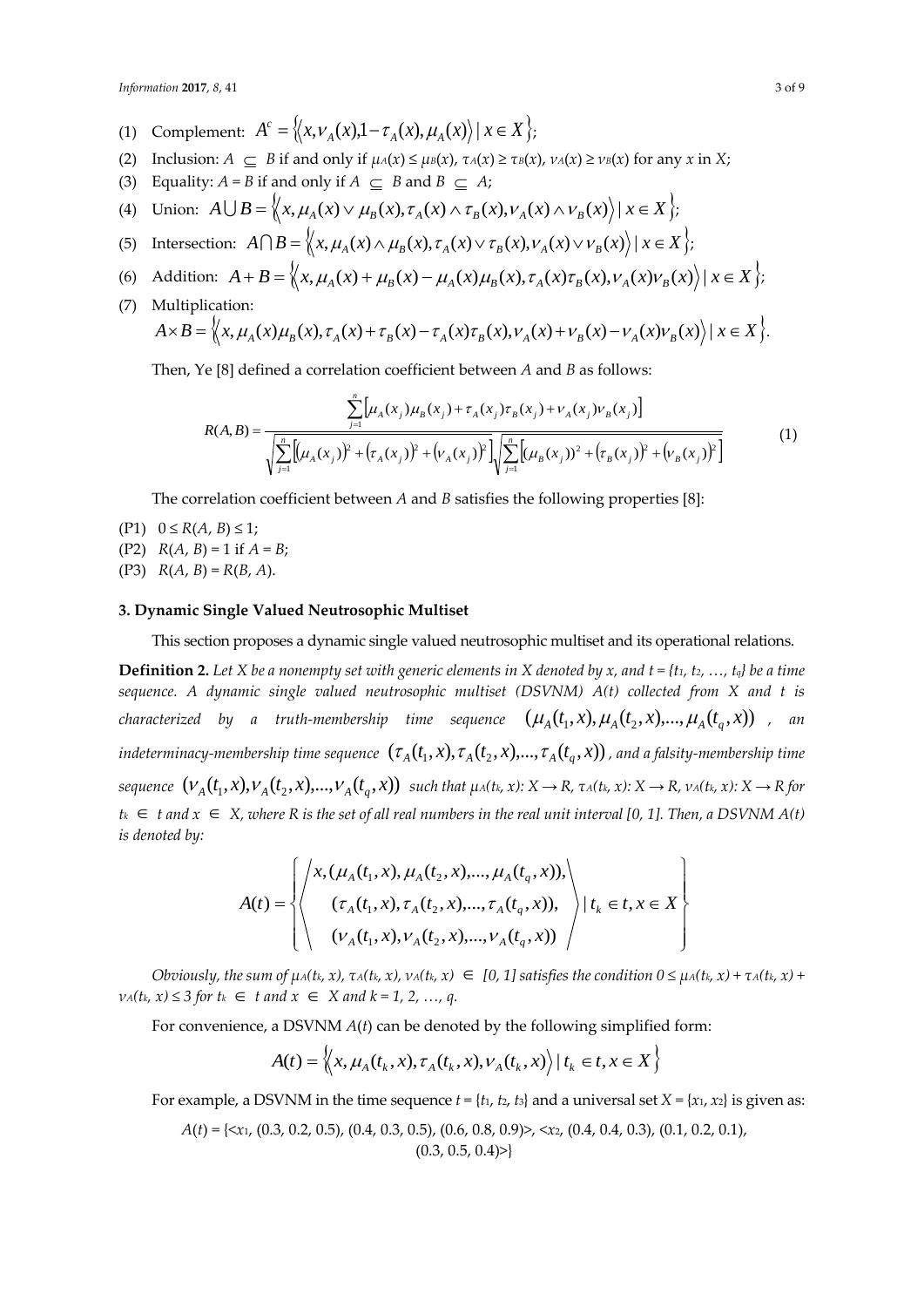(1) Complement: $A^c = \left\{\left\langle x, \nu_A(x), 1-\tau_A(x), \mu_A(x)\right\rangle \mid x \in X\right\}$;

(2) Inclusion: $A \subseteq B$ if and only if $\mu_A(x) \le \mu_B(x)$, $\tau_A(x) \ge \tau_B(x)$, $\nu_A(x) \ge \nu_B(x)$ for any $x$ in $X$;

(3) Equality: $A = B$ if and only if $A \subseteq B$ and $B \subseteq A$;

(4) Union: $A \cup B = \left\{\left\langle x, \mu_A(x) \vee \mu_B(x), \tau_A(x) \wedge \tau_B(x), \nu_A(x) \wedge \nu_B(x)\right\rangle \mid x \in X\right\}$;

(5) Intersection: $A \cap B = \left\{\left\langle x, \mu_A(x) \wedge \mu_B(x), \tau_A(x) \vee \tau_B(x), \nu_A(x) \vee \nu_B(x)\right\rangle \mid x \in X\right\}$;

(6) Addition: $A + B = \left\{\left\langle x, \mu_A(x) + \mu_B(x) - \mu_A(x)\mu_B(x), \tau_A(x)\tau_B(x), \nu_A(x)\nu_B(x)\right\rangle \mid x \in X\right\}$;

(7) Multiplication:
$A \times B = \left\{\left\langle x, \mu_A(x)\mu_B(x), \tau_A(x) + \tau_B(x) - \tau_A(x)\tau_B(x), \nu_A(x) + \nu_B(x) - \nu_A(x)\nu_B(x)\right\rangle \mid x \in X\right\}$.

Then, Ye [8] defined a correlation coefficient between $A$ and $B$ as follows:

$$R(A,B) = \frac{\sum_{j=1}^{n}\left[\mu_A(x_j)\mu_B(x_j) + \tau_A(x_j)\tau_B(x_j) + \nu_A(x_j)\nu_B(x_j)\right]}{\sqrt{\sum_{j=1}^{n}\left[(\mu_A(x_j))^2 + (\tau_A(x_j))^2 + (\nu_A(x_j))^2\right]}\sqrt{\sum_{j=1}^{n}\left[(\mu_B(x_j))^2 + (\tau_B(x_j))^2 + (\nu_B(x_j))^2\right]}} \quad (1)$$

The correlation coefficient between $A$ and $B$ satisfies the following properties [8]:

(P1) $0 \le R(A, B) \le 1$;
(P2) $R(A, B) = 1$ if $A = B$;
(P3) $R(A, B) = R(B, A)$.

### 3. Dynamic Single Valued Neutrosophic Multiset

This section proposes a dynamic single valued neutrosophic multiset and its operational relations.

**Definition 2.** *Let X be a nonempty set with generic elements in X denoted by x, and $t = \{t_1, t_2, \ldots, t_q\}$ be a time sequence. A dynamic single valued neutrosophic multiset (DSVNM) A(t) collected from X and t is characterized by a truth-membership time sequence $(\mu_A(t_1,x), \mu_A(t_2,x), \ldots, \mu_A(t_q,x))$, an indeterminacy-membership time sequence $(\tau_A(t_1,x), \tau_A(t_2,x), \ldots, \tau_A(t_q,x))$, and a falsity-membership time sequence $(\nu_A(t_1,x), \nu_A(t_2,x), \ldots, \nu_A(t_q,x))$ such that $\mu_A(t_k, x): X \to R$, $\tau_A(t_k, x): X \to R$, $\nu_A(t_k, x): X \to R$ for $t_k \in t$ and $x \in X$, where R is the set of all real numbers in the real unit interval [0, 1]. Then, a DSVNM A(t) is denoted by:*

$$A(t) = \left\{\left\langle \begin{array}{c} x, (\mu_A(t_1,x), \mu_A(t_2,x), \ldots, \mu_A(t_q,x)), \\ (\tau_A(t_1,x), \tau_A(t_2,x), \ldots, \tau_A(t_q,x)), \\ (\nu_A(t_1,x), \nu_A(t_2,x), \ldots, \nu_A(t_q,x)) \end{array} \right\rangle \mid t_k \in t, x \in X \right\}$$

*Obviously, the sum of $\mu_A(t_k, x)$, $\tau_A(t_k, x)$, $\nu_A(t_k, x) \in [0, 1]$ satisfies the condition $0 \le \mu_A(t_k, x) + \tau_A(t_k, x) + \nu_A(t_k, x) \le 3$ for $t_k \in t$ and $x \in X$ and $k = 1, 2, \ldots, q$.*

For convenience, a DSVNM $A(t)$ can be denoted by the following simplified form:

$$A(t) = \left\{\left\langle x, \mu_A(t_k,x), \tau_A(t_k,x), \nu_A(t_k,x)\right\rangle \mid t_k \in t, x \in X\right\}$$

For example, a DSVNM in the time sequence $t = \{t_1, t_2, t_3\}$ and a universal set $X = \{x_1, x_2\}$ is given as:

$A(t) = \{<x_1, (0.3, 0.2, 0.5), (0.4, 0.3, 0.5), (0.6, 0.8, 0.9)>, <x_2, (0.4, 0.4, 0.3), (0.1, 0.2, 0.1), (0.3, 0.5, 0.4)>\}$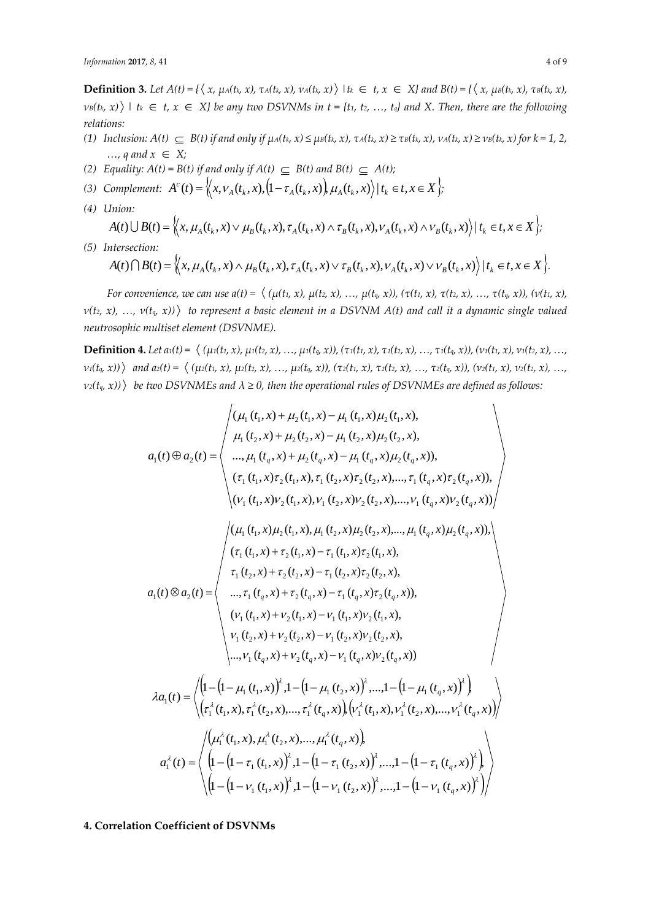**Definition 3.** *Let $A(t) = \{\langle x, \mu_A(t_k, x), \tau_A(t_k, x), \nu_A(t_k, x)\rangle \mid t_k \in t, x \in X\}$ and $B(t) = \{\langle x, \mu_B(t_k, x), \tau_B(t_k, x), \nu_B(t_k, x)\rangle \mid t_k \in t, x \in X\}$ be any two DSVNMs in $t = \{t_1, t_2, \ldots, t_q\}$ and X. Then, there are the following relations:*

1. *Inclusion: $A(t) \subseteq B(t)$ if and only if $\mu_A(t_k, x) \le \mu_B(t_k, x)$, $\tau_A(t_k, x) \ge \tau_B(t_k, x)$, $\nu_A(t_k, x) \ge \nu_B(t_k, x)$ for $k = 1, 2, \ldots, q$ and $x \in X$;*
2. *Equality: $A(t) = B(t)$ if and only if $A(t) \subseteq B(t)$ and $B(t) \subseteq A(t)$;*
3. *Complement: $A^c(t) = \{\langle x, \nu_A(t_k, x), (1 - \tau_A(t_k, x)), \mu_A(t_k, x)\rangle \mid t_k \in t, x \in X\}$;*
4. *Union:*
$$A(t) \cup B(t) = \{\langle x, \mu_A(t_k, x) \vee \mu_B(t_k, x), \tau_A(t_k, x) \wedge \tau_B(t_k, x), \nu_A(t_k, x) \wedge \nu_B(t_k, x)\rangle \mid t_k \in t, x \in X\};$$
5. *Intersection:*
$$A(t) \cap B(t) = \{\langle x, \mu_A(t_k, x) \wedge \mu_B(t_k, x), \tau_A(t_k, x) \vee \tau_B(t_k, x), \nu_A(t_k, x) \vee \nu_B(t_k, x)\rangle \mid t_k \in t, x \in X\}.$$

*For convenience, we can use $a(t) = \langle (\mu(t_1, x), \mu(t_2, x), \ldots, \mu(t_q, x)), (\tau(t_1, x), \tau(t_2, x), \ldots, \tau(t_q, x)), (\nu(t_1, x), \nu(t_2, x), \ldots, \nu(t_q, x))\rangle$ to represent a basic element in a DSVNM A(t) and call it a dynamic single valued neutrosophic multiset element (DSVNME).*

**Definition 4.** *Let $a_1(t) = \langle (\mu_1(t_1, x), \mu_1(t_2, x), \ldots, \mu_1(t_q, x)), (\tau_1(t_1, x), \tau_1(t_2, x), \ldots, \tau_1(t_q, x)), (\nu_1(t_1, x), \nu_1(t_2, x), \ldots, \nu_1(t_q, x))\rangle$ and $a_2(t) = \langle (\mu_2(t_1, x), \mu_2(t_2, x), \ldots, \mu_2(t_q, x)), (\tau_2(t_1, x), \tau_2(t_2, x), \ldots, \tau_2(t_q, x)), (\nu_2(t_1, x), \nu_2(t_2, x), \ldots, \nu_2(t_q, x))\rangle$ be two DSVNMEs and $\lambda \ge 0$, then the operational rules of DSVNMEs are defined as follows:*

$$a_1(t) \oplus a_2(t) = \left\langle \begin{array}{l} (\mu_1(t_1, x) + \mu_2(t_1, x) - \mu_1(t_1, x)\mu_2(t_1, x), \\ \mu_1(t_2, x) + \mu_2(t_2, x) - \mu_1(t_2, x)\mu_2(t_2, x), \\ \ldots, \mu_1(t_q, x) + \mu_2(t_q, x) - \mu_1(t_q, x)\mu_2(t_q, x)), \\ (\tau_1(t_1, x)\tau_2(t_1, x), \tau_1(t_2, x)\tau_2(t_2, x), \ldots, \tau_1(t_q, x)\tau_2(t_q, x)), \\ (\nu_1(t_1, x)\nu_2(t_1, x), \nu_1(t_2, x)\nu_2(t_2, x), \ldots, \nu_1(t_q, x)\nu_2(t_q, x)) \end{array} \right\rangle$$

$$a_1(t) \otimes a_2(t) = \left\langle \begin{array}{l} (\mu_1(t_1, x)\mu_2(t_1, x), \mu_1(t_2, x)\mu_2(t_2, x), \ldots, \mu_1(t_q, x)\mu_2(t_q, x)), \\ (\tau_1(t_1, x) + \tau_2(t_1, x) - \tau_1(t_1, x)\tau_2(t_1, x), \\ \tau_1(t_2, x) + \tau_2(t_2, x) - \tau_1(t_2, x)\tau_2(t_2, x), \\ \ldots, \tau_1(t_q, x) + \tau_2(t_q, x) - \tau_1(t_q, x)\tau_2(t_q, x)), \\ (\nu_1(t_1, x) + \nu_2(t_1, x) - \nu_1(t_1, x)\nu_2(t_1, x), \\ \nu_1(t_2, x) + \nu_2(t_2, x) - \nu_1(t_2, x)\nu_2(t_2, x), \\ \ldots, \nu_1(t_q, x) + \nu_2(t_q, x) - \nu_1(t_q, x)\nu_2(t_q, x)) \end{array} \right\rangle$$

$$\lambda a_1(t) = \left\langle \begin{array}{l} \left(1 - (1 - \mu_1(t_1, x))^\lambda, 1 - (1 - \mu_1(t_2, x))^\lambda, \ldots, 1 - (1 - \mu_1(t_q, x))^\lambda\right), \\ \left(\tau_1^\lambda(t_1, x), \tau_1^\lambda(t_2, x), \ldots, \tau_1^\lambda(t_q, x)\right), \left(\nu_1^\lambda(t_1, x), \nu_1^\lambda(t_2, x), \ldots, \nu_1^\lambda(t_q, x)\right) \end{array} \right\rangle$$

$$a_1^\lambda(t) = \left\langle \begin{array}{l} \left(\mu_1^\lambda(t_1, x), \mu_1^\lambda(t_2, x), \ldots, \mu_1^\lambda(t_q, x)\right), \\ \left(1 - (1 - \tau_1(t_1, x))^\lambda, 1 - (1 - \tau_1(t_2, x))^\lambda, \ldots, 1 - (1 - \tau_1(t_q, x))^\lambda\right), \\ \left(1 - (1 - \nu_1(t_1, x))^\lambda, 1 - (1 - \nu_1(t_2, x))^\lambda, \ldots, 1 - (1 - \nu_1(t_q, x))^\lambda\right) \end{array} \right\rangle$$

## 4. Correlation Coefficient of DSVNMs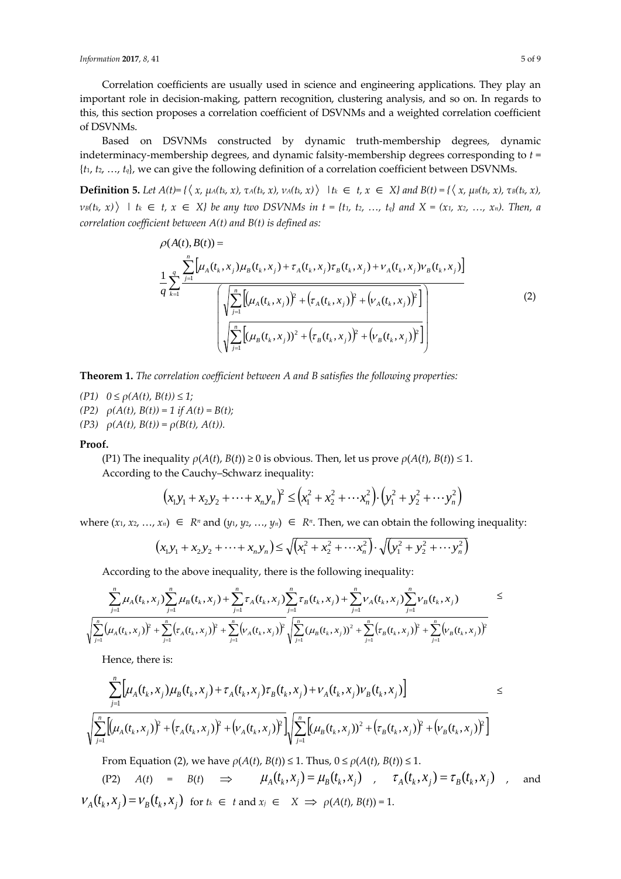Correlation coefficients are usually used in science and engineering applications. They play an important role in decision-making, pattern recognition, clustering analysis, and so on. In regards to this, this section proposes a correlation coefficient of DSVNMs and a weighted correlation coefficient of DSVNMs.

Based on DSVNMs constructed by dynamic truth-membership degrees, dynamic indeterminacy-membership degrees, and dynamic falsity-membership degrees corresponding to $t = \{t_1, t_2, \ldots, t_q\}$, we can give the following definition of a correlation coefficient between DSVNMs.

**Definition 5.** *Let $A(t) = \{\langle x, \mu_A(t_k, x), \tau_A(t_k, x), \nu_A(t_k, x)\rangle \mid t_k \in t, x \in X\}$ and $B(t) = \{\langle x, \mu_B(t_k, x), \tau_B(t_k, x), \nu_B(t_k, x)\rangle \mid t_k \in t, x \in X\}$ be any two DSVNMs in $t = \{t_1, t_2, \ldots, t_q\}$ and $X = (x_1, x_2, \ldots, x_n)$. Then, a correlation coefficient between A(t) and B(t) is defined as:*

$$\rho(A(t), B(t)) = \frac{1}{q}\sum_{k=1}^{q}\frac{\sum_{j=1}^{n}\left[\mu_A(t_k,x_j)\mu_B(t_k,x_j)+\tau_A(t_k,x_j)\tau_B(t_k,x_j)+\nu_A(t_k,x_j)\nu_B(t_k,x_j)\right]}{\left(\begin{array}{l}\sqrt{\sum_{j=1}^{n}\left[(\mu_A(t_k,x_j))^2+(\tau_A(t_k,x_j))^2+(\nu_A(t_k,x_j))^2\right]}\\ \sqrt{\sum_{j=1}^{n}\left[(\mu_B(t_k,x_j))^2+(\tau_B(t_k,x_j))^2+(\nu_B(t_k,x_j))^2\right]}\end{array}\right)} \tag{2}$$

**Theorem 1.** *The correlation coefficient between A and B satisfies the following properties:*

*(P1) $0 \le \rho(A(t), B(t)) \le 1$;*
*(P2) $\rho(A(t), B(t)) = 1$ if $A(t) = B(t)$;*
*(P3) $\rho(A(t), B(t)) = \rho(B(t), A(t))$.*

**Proof.**

(P1) The inequality $\rho(A(t), B(t)) \ge 0$ is obvious. Then, let us prove $\rho(A(t), B(t)) \le 1$.

According to the Cauchy–Schwarz inequality:

$$\left(x_1y_1 + x_2y_2 + \cdots + x_ny_n\right)^2 \le \left(x_1^2 + x_2^2 + \cdots x_n^2\right)\cdot\left(y_1^2 + y_2^2 + \cdots y_n^2\right)$$

where $(x_1, x_2, \ldots, x_n) \in R^n$ and $(y_1, y_2, \ldots, y_n) \in R^n$. Then, we can obtain the following inequality:

$$\left(x_1y_1 + x_2y_2 + \cdots + x_ny_n\right) \le \sqrt{\left(x_1^2 + x_2^2 + \cdots x_n^2\right)}\cdot\sqrt{\left(y_1^2 + y_2^2 + \cdots y_n^2\right)}$$

According to the above inequality, there is the following inequality:

$$\frac{\sum_{j=1}^{n}\mu_A(t_k,x_j)\sum_{j=1}^{n}\mu_B(t_k,x_j)+\sum_{j=1}^{n}\tau_A(t_k,x_j)\sum_{j=1}^{n}\tau_B(t_k,x_j)+\sum_{j=1}^{n}\nu_A(t_k,x_j)\sum_{j=1}^{n}\nu_B(t_k,x_j)}{\sqrt{\sum_{j=1}^{n}(\mu_A(t_k,x_j))^2+\sum_{j=1}^{n}(\tau_A(t_k,x_j))^2+\sum_{j=1}^{n}(\nu_A(t_k,x_j))^2}\sqrt{\sum_{j=1}^{n}(\mu_B(t_k,x_j))^2+\sum_{j=1}^{n}(\tau_B(t_k,x_j))^2+\sum_{j=1}^{n}(\nu_B(t_k,x_j))^2}} \le$$

Hence, there is:

$$\frac{\sum_{j=1}^{n}\left[\mu_A(t_k,x_j)\mu_B(t_k,x_j)+\tau_A(t_k,x_j)\tau_B(t_k,x_j)+\nu_A(t_k,x_j)\nu_B(t_k,x_j)\right]}{\sqrt{\sum_{j=1}^{n}\left[(\mu_A(t_k,x_j))^2+(\tau_A(t_k,x_j))^2+(\nu_A(t_k,x_j))^2\right]}\sqrt{\sum_{j=1}^{n}\left[(\mu_B(t_k,x_j))^2+(\tau_B(t_k,x_j))^2+(\nu_B(t_k,x_j))^2\right]}} \le$$

From Equation (2), we have $\rho(A(t), B(t)) \le 1$. Thus, $0 \le \rho(A(t), B(t)) \le 1$.

(P2) $A(t) = B(t) \Rightarrow \mu_A(t_k,x_j) = \mu_B(t_k,x_j)$, $\tau_A(t_k,x_j) = \tau_B(t_k,x_j)$, and $\nu_A(t_k,x_j) = \nu_B(t_k,x_j)$ for $t_k \in t$ and $x_j \in X \Rightarrow \rho(A(t), B(t)) = 1$.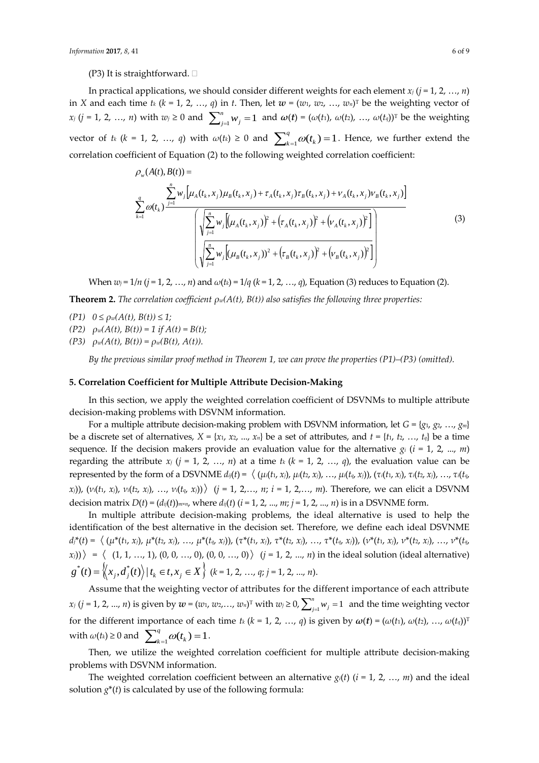(P3) It is straightforward. □

In practical applications, we should consider different weights for each element $x_j$ ($j = 1, 2, \ldots, n$) in $X$ and each time $t_k$ ($k = 1, 2, \ldots, q$) in $t$. Then, let $\boldsymbol{w} = (w_1, w_2, \ldots, w_n)^T$ be the weighting vector of $x_j$ ($j = 1, 2, \ldots, n$) with $w_j \geq 0$ and $\sum_{j=1}^{n} w_j = 1$ and $\boldsymbol{\omega}(\boldsymbol{t}) = (\omega(t_1), \omega(t_2), \ldots, \omega(t_q))^T$ be the weighting vector of $t_k$ ($k = 1, 2, \ldots, q$) with $\omega(t_k) \geq 0$ and $\sum_{k=1}^{q} \omega(t_k) = 1$. Hence, we further extend the correlation coefficient of Equation (2) to the following weighted correlation coefficient:

$$
\rho_w(A(t), B(t)) = \sum_{k=1}^{q} \omega(t_k) \frac{\sum_{j=1}^{n} w_j \left[ \mu_A(t_k, x_j)\mu_B(t_k, x_j) + \tau_A(t_k, x_j)\tau_B(t_k, x_j) + \nu_A(t_k, x_j)\nu_B(t_k, x_j) \right]}{\left( \begin{array}{c} \sqrt{\sum_{j=1}^{n} w_j \left[ \left(\mu_A(t_k, x_j)\right)^2 + \left(\tau_A(t_k, x_j)\right)^2 + \left(\nu_A(t_k, x_j)\right)^2 \right]} \\ \sqrt{\sum_{j=1}^{n} w_j \left[ \left(\mu_B(t_k, x_j)\right)^2 + \left(\tau_B(t_k, x_j)\right)^2 + \left(\nu_B(t_k, x_j)\right)^2 \right]} \end{array} \right)} \tag{3}
$$

When $w_j = 1/n$ ($j = 1, 2, \ldots, n$) and $\omega(t_k) = 1/q$ ($k = 1, 2, \ldots, q$), Equation (3) reduces to Equation (2).

**Theorem 2.** *The correlation coefficient $\rho_w(A(t), B(t))$ also satisfies the following three properties:*

*(P1) $0 \leq \rho_w(A(t), B(t)) \leq 1$;*

*(P2) $\rho_w(A(t), B(t)) = 1$ if $A(t) = B(t)$;*

*(P3) $\rho_w(A(t), B(t)) = \rho_w(B(t), A(t))$.*

*By the previous similar proof method in Theorem 1, we can prove the properties (P1)–(P3) (omitted).*

## 5. Correlation Coefficient for Multiple Attribute Decision-Making

In this section, we apply the weighted correlation coefficient of DSVNMs to multiple attribute decision-making problems with DSVNM information.

For a multiple attribute decision-making problem with DSVNM information, let $G = \{g_1, g_2, \ldots, g_m\}$ be a discrete set of alternatives, $X = \{x_1, x_2, \ldots, x_n\}$ be a set of attributes, and $t = \{t_1, t_2, \ldots, t_q\}$ be a time sequence. If the decision makers provide an evaluation value for the alternative $g_i$ ($i = 1, 2, \ldots, m$) regarding the attribute $x_j$ ($j = 1, 2, \ldots, n$) at a time $t_k$ ($k = 1, 2, \ldots, q$), the evaluation value can be represented by the form of a DSVNME $d_{ij}(t) = \langle (\mu_i(t_1, x_j), \mu_i(t_2, x_j), \ldots, \mu_i(t_q, x_j)), (\tau_i(t_1, x_j), \tau_i(t_2, x_j), \ldots, \tau_i(t_q, x_j)), (\nu_i(t_1, x_j), \nu_i(t_2, x_j), \ldots, \nu_i(t_q, x_j)) \rangle$ ($j = 1, 2, \ldots, n$; $i = 1, 2, \ldots, m$). Therefore, we can elicit a DSVNM decision matrix $D(t) = (d_{ij}(t))_{m \times n}$, where $d_{ij}(t)$ ($i = 1, 2, \ldots, m$; $j = 1, 2, \ldots, n$) is in a DSVNME form.

In multiple attribute decision-making problems, the ideal alternative is used to help the identification of the best alternative in the decision set. Therefore, we define each ideal DSVNME $d_j^*(t) = \langle (\mu^*(t_1, x_j), \mu^*(t_2, x_j), \ldots, \mu^*(t_q, x_j)), (\tau^*(t_1, x_j), \tau^*(t_2, x_j), \ldots, \tau^*(t_q, x_j)), (\nu^*(t_1, x_j), \nu^*(t_2, x_j), \ldots, \nu^*(t_q, x_j)) \rangle = \langle (1, 1, \ldots, 1), (0, 0, \ldots, 0), (0, 0, \ldots, 0) \rangle$ ($j = 1, 2, \ldots, n$) in the ideal solution (ideal alternative) $g^*(t) = \left\{ \langle x_j, d_j^*(t) \rangle \mid t_k \in t, x_j \in X \right\}$ ($k = 1, 2, \ldots, q$; $j = 1, 2, \ldots, n$).

Assume that the weighting vector of attributes for the different importance of each attribute $x_j$ ($j = 1, 2, \ldots, n$) is given by $\boldsymbol{w} = (w_1, w_2, \ldots, w_n)^T$ with $w_j \geq 0$, $\sum_{j=1}^{n} w_j = 1$ and the time weighting vector for the different importance of each time $t_k$ ($k = 1, 2, \ldots, q$) is given by $\boldsymbol{\omega}(\boldsymbol{t}) = (\omega(t_1), \omega(t_2), \ldots, \omega(t_q))^T$ with $\omega(t_k) \geq 0$ and $\sum_{k=1}^{q} \omega(t_k) = 1$.

Then, we utilize the weighted correlation coefficient for multiple attribute decision-making problems with DSVNM information.

The weighted correlation coefficient between an alternative $g_i(t)$ ($i = 1, 2, \ldots, m$) and the ideal solution $g^*(t)$ is calculated by use of the following formula: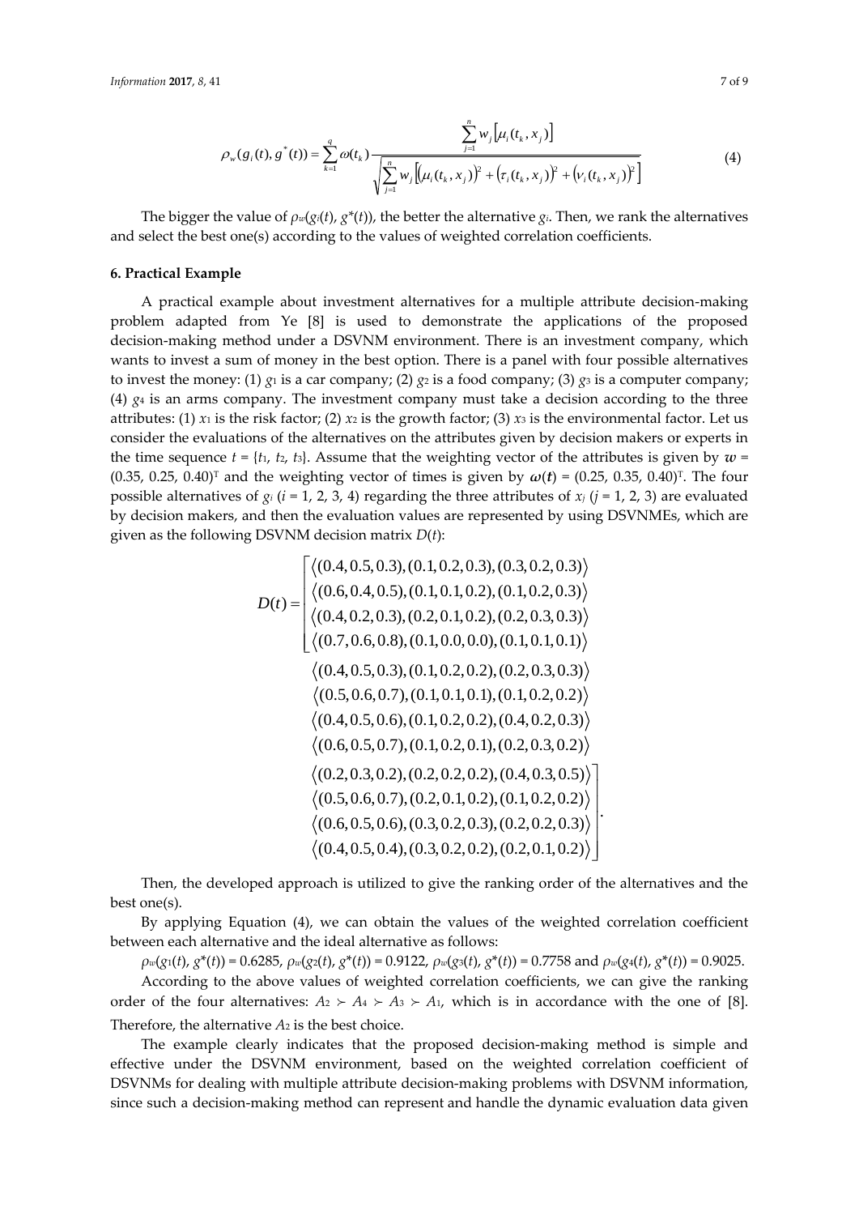$$\rho_w(g_i(t), g^*(t)) = \sum_{k=1}^{q} \omega(t_k) \frac{\sum_{j=1}^{n} w_j \left[\mu_i(t_k, x_j)\right]}{\sqrt{\sum_{j=1}^{n} w_j \left[\left(\mu_i(t_k, x_j)\right)^2 + \left(\tau_i(t_k, x_j)\right)^2 + \left(\nu_i(t_k, x_j)\right)^2\right]}} \tag{4}$$

The bigger the value of $\rho_w(g_i(t), g^*(t))$, the better the alternative $g_i$. Then, we rank the alternatives and select the best one(s) according to the values of weighted correlation coefficients.

## 6. Practical Example

A practical example about investment alternatives for a multiple attribute decision-making problem adapted from Ye [8] is used to demonstrate the applications of the proposed decision-making method under a DSVNM environment. There is an investment company, which wants to invest a sum of money in the best option. There is a panel with four possible alternatives to invest the money: (1) $g_1$ is a car company; (2) $g_2$ is a food company; (3) $g_3$ is a computer company; (4) $g_4$ is an arms company. The investment company must take a decision according to the three attributes: (1) $x_1$ is the risk factor; (2) $x_2$ is the growth factor; (3) $x_3$ is the environmental factor. Let us consider the evaluations of the alternatives on the attributes given by decision makers or experts in the time sequence $t = \{t_1, t_2, t_3\}$. Assume that the weighting vector of the attributes is given by $w = (0.35, 0.25, 0.40)^T$ and the weighting vector of times is given by $\omega(t) = (0.25, 0.35, 0.40)^T$. The four possible alternatives of $g_i$ ($i = 1, 2, 3, 4$) regarding the three attributes of $x_j$ ($j = 1, 2, 3$) are evaluated by decision makers, and then the evaluation values are represented by using DSVNMEs, which are given as the following DSVNM decision matrix $D(t)$:

$$D(t) = \begin{bmatrix} \langle(0.4,0.5,0.3),(0.1,0.2,0.3),(0.3,0.2,0.3)\rangle & \langle(0.4,0.5,0.3),(0.1,0.2,0.2),(0.2,0.3,0.3)\rangle & \langle(0.2,0.3,0.2),(0.2,0.2,0.2),(0.4,0.3,0.5)\rangle \\ \langle(0.6,0.4,0.5),(0.1,0.1,0.2),(0.1,0.2,0.3)\rangle & \langle(0.5,0.6,0.7),(0.1,0.1,0.1),(0.1,0.2,0.2)\rangle & \langle(0.5,0.6,0.7),(0.2,0.1,0.2),(0.1,0.2,0.2)\rangle \\ \langle(0.4,0.2,0.3),(0.2,0.1,0.2),(0.2,0.3,0.3)\rangle & \langle(0.4,0.5,0.6),(0.1,0.2,0.2),(0.4,0.2,0.3)\rangle & \langle(0.6,0.5,0.6),(0.3,0.2,0.3),(0.2,0.2,0.3)\rangle \\ \langle(0.7,0.6,0.8),(0.1,0.0,0.0),(0.1,0.1,0.1)\rangle & \langle(0.6,0.5,0.7),(0.1,0.2,0.1),(0.2,0.3,0.2)\rangle & \langle(0.4,0.5,0.4),(0.3,0.2,0.2),(0.2,0.1,0.2)\rangle \end{bmatrix}.$$

Then, the developed approach is utilized to give the ranking order of the alternatives and the best one(s).

By applying Equation (4), we can obtain the values of the weighted correlation coefficient between each alternative and the ideal alternative as follows:

$\rho_w(g_1(t), g^*(t)) = 0.6285$, $\rho_w(g_2(t), g^*(t)) = 0.9122$, $\rho_w(g_3(t), g^*(t)) = 0.7758$ and $\rho_w(g_4(t), g^*(t)) = 0.9025$.

According to the above values of weighted correlation coefficients, we can give the ranking order of the four alternatives: $A_2 \succ A_4 \succ A_3 \succ A_1$, which is in accordance with the one of [8]. Therefore, the alternative $A_2$ is the best choice.

The example clearly indicates that the proposed decision-making method is simple and effective under the DSVNM environment, based on the weighted correlation coefficient of DSVNMs for dealing with multiple attribute decision-making problems with DSVNM information, since such a decision-making method can represent and handle the dynamic evaluation data given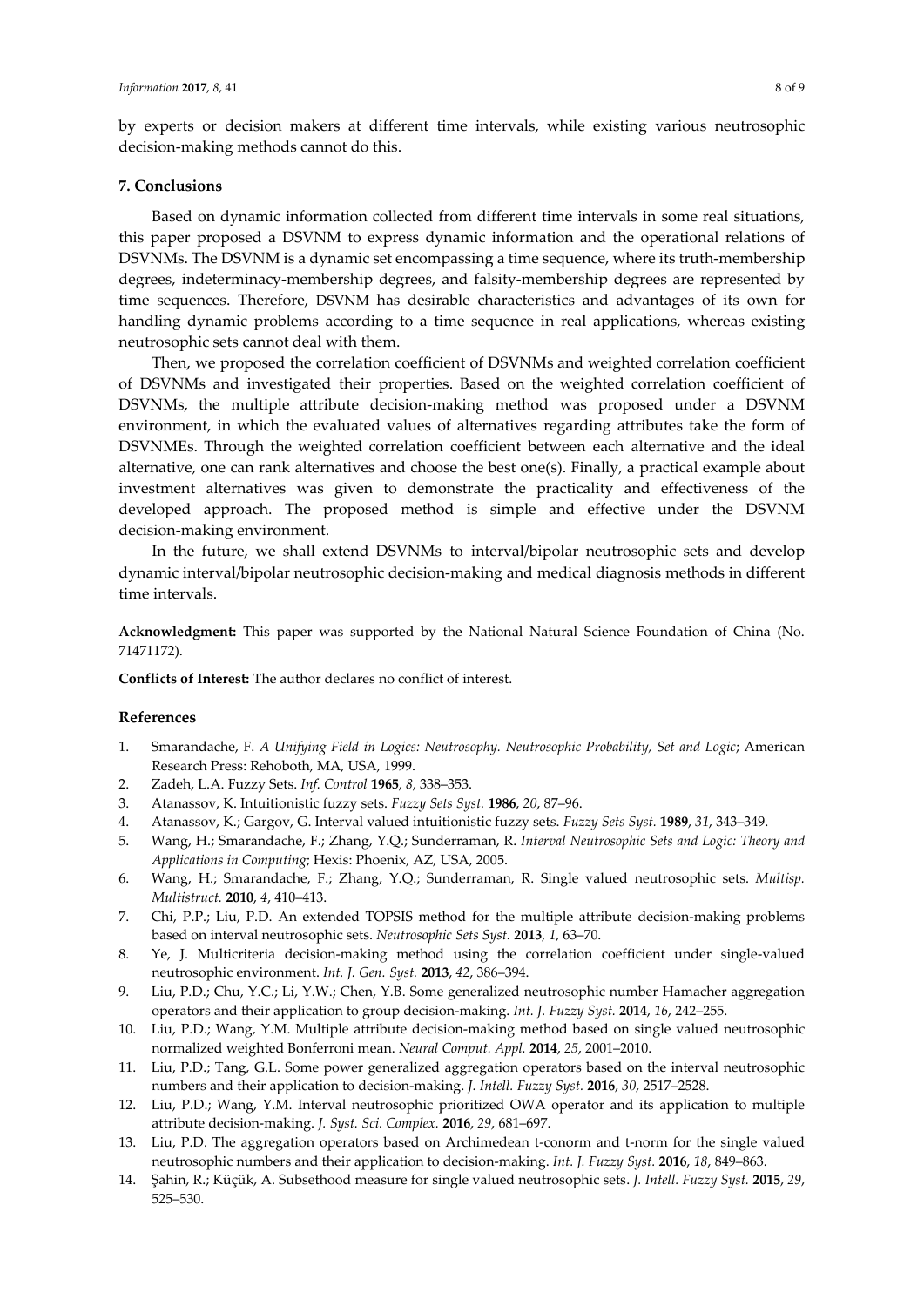by experts or decision makers at different time intervals, while existing various neutrosophic decision-making methods cannot do this.

## 7. Conclusions

Based on dynamic information collected from different time intervals in some real situations, this paper proposed a DSVNM to express dynamic information and the operational relations of DSVNMs. The DSVNM is a dynamic set encompassing a time sequence, where its truth-membership degrees, indeterminacy-membership degrees, and falsity-membership degrees are represented by time sequences. Therefore, DSVNM has desirable characteristics and advantages of its own for handling dynamic problems according to a time sequence in real applications, whereas existing neutrosophic sets cannot deal with them.

Then, we proposed the correlation coefficient of DSVNMs and weighted correlation coefficient of DSVNMs and investigated their properties. Based on the weighted correlation coefficient of DSVNMs, the multiple attribute decision-making method was proposed under a DSVNM environment, in which the evaluated values of alternatives regarding attributes take the form of DSVNMEs. Through the weighted correlation coefficient between each alternative and the ideal alternative, one can rank alternatives and choose the best one(s). Finally, a practical example about investment alternatives was given to demonstrate the practicality and effectiveness of the developed approach. The proposed method is simple and effective under the DSVNM decision-making environment.

In the future, we shall extend DSVNMs to interval/bipolar neutrosophic sets and develop dynamic interval/bipolar neutrosophic decision-making and medical diagnosis methods in different time intervals.

**Acknowledgment:** This paper was supported by the National Natural Science Foundation of China (No. 71471172).

**Conflicts of Interest:** The author declares no conflict of interest.

## References

1. Smarandache, F. *A Unifying Field in Logics: Neutrosophy. Neutrosophic Probability, Set and Logic*; American Research Press: Rehoboth, MA, USA, 1999.
2. Zadeh, L.A. Fuzzy Sets. *Inf. Control* **1965**, *8*, 338–353.
3. Atanassov, K. Intuitionistic fuzzy sets. *Fuzzy Sets Syst.* **1986**, *20*, 87–96.
4. Atanassov, K.; Gargov, G. Interval valued intuitionistic fuzzy sets. *Fuzzy Sets Syst.* **1989**, *31*, 343–349.
5. Wang, H.; Smarandache, F.; Zhang, Y.Q.; Sunderraman, R. *Interval Neutrosophic Sets and Logic: Theory and Applications in Computing*; Hexis: Phoenix, AZ, USA, 2005.
6. Wang, H.; Smarandache, F.; Zhang, Y.Q.; Sunderraman, R. Single valued neutrosophic sets. *Multisp. Multistruct.* **2010**, *4*, 410–413.
7. Chi, P.P.; Liu, P.D. An extended TOPSIS method for the multiple attribute decision-making problems based on interval neutrosophic sets. *Neutrosophic Sets Syst.* **2013**, *1*, 63–70.
8. Ye, J. Multicriteria decision-making method using the correlation coefficient under single-valued neutrosophic environment. *Int. J. Gen. Syst.* **2013**, *42*, 386–394.
9. Liu, P.D.; Chu, Y.C.; Li, Y.W.; Chen, Y.B. Some generalized neutrosophic number Hamacher aggregation operators and their application to group decision-making. *Int. J. Fuzzy Syst.* **2014**, *16*, 242–255.
10. Liu, P.D.; Wang, Y.M. Multiple attribute decision-making method based on single valued neutrosophic normalized weighted Bonferroni mean. *Neural Comput. Appl.* **2014**, *25*, 2001–2010.
11. Liu, P.D.; Tang, G.L. Some power generalized aggregation operators based on the interval neutrosophic numbers and their application to decision-making. *J. Intell. Fuzzy Syst.* **2016**, *30*, 2517–2528.
12. Liu, P.D.; Wang, Y.M. Interval neutrosophic prioritized OWA operator and its application to multiple attribute decision-making. *J. Syst. Sci. Complex.* **2016**, *29*, 681–697.
13. Liu, P.D. The aggregation operators based on Archimedean t-conorm and t-norm for the single valued neutrosophic numbers and their application to decision-making. *Int. J. Fuzzy Syst.* **2016**, *18*, 849–863.
14. Şahin, R.; Küçük, A. Subsethood measure for single valued neutrosophic sets. *J. Intell. Fuzzy Syst.* **2015**, *29*, 525–530.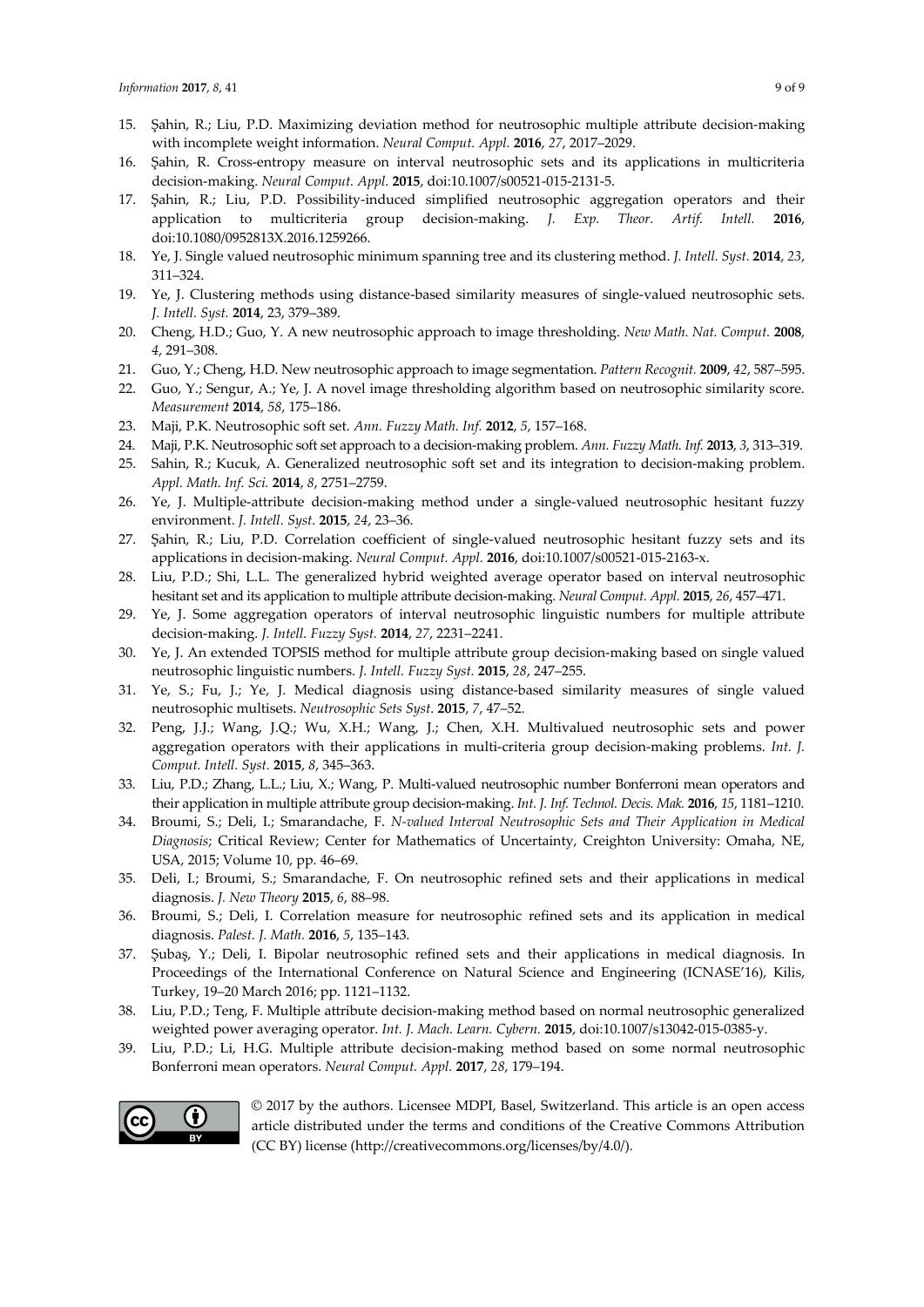15. Şahin, R.; Liu, P.D. Maximizing deviation method for neutrosophic multiple attribute decision-making with incomplete weight information. *Neural Comput. Appl.* **2016**, *27*, 2017–2029.
16. Şahin, R. Cross-entropy measure on interval neutrosophic sets and its applications in multicriteria decision-making. *Neural Comput. Appl.* **2015**, doi:10.1007/s00521-015-2131-5.
17. Şahin, R.; Liu, P.D. Possibility-induced simplified neutrosophic aggregation operators and their application to multicriteria group decision-making. *J. Exp. Theor. Artif. Intell.* **2016**, doi:10.1080/0952813X.2016.1259266.
18. Ye, J. Single valued neutrosophic minimum spanning tree and its clustering method. *J. Intell. Syst.* **2014**, *23*, 311–324.
19. Ye, J. Clustering methods using distance-based similarity measures of single-valued neutrosophic sets. *J. Intell. Syst.* **2014**, 23, 379–389.
20. Cheng, H.D.; Guo, Y. A new neutrosophic approach to image thresholding. *New Math. Nat. Comput.* **2008**, *4*, 291–308.
21. Guo, Y.; Cheng, H.D. New neutrosophic approach to image segmentation. *Pattern Recognit.* **2009**, *42*, 587–595.
22. Guo, Y.; Sengur, A.; Ye, J. A novel image thresholding algorithm based on neutrosophic similarity score. *Measurement* **2014**, *58*, 175–186.
23. Maji, P.K. Neutrosophic soft set. *Ann. Fuzzy Math. Inf.* **2012**, *5*, 157–168.
24. Maji, P.K. Neutrosophic soft set approach to a decision-making problem. *Ann. Fuzzy Math. Inf.* **2013**, *3*, 313–319.
25. Sahin, R.; Kucuk, A. Generalized neutrosophic soft set and its integration to decision-making problem. *Appl. Math. Inf. Sci.* **2014**, *8*, 2751–2759.
26. Ye, J. Multiple-attribute decision-making method under a single-valued neutrosophic hesitant fuzzy environment. *J. Intell. Syst.* **2015**, *24*, 23–36.
27. Şahin, R.; Liu, P.D. Correlation coefficient of single-valued neutrosophic hesitant fuzzy sets and its applications in decision-making. *Neural Comput. Appl.* **2016**, doi:10.1007/s00521-015-2163-x.
28. Liu, P.D.; Shi, L.L. The generalized hybrid weighted average operator based on interval neutrosophic hesitant set and its application to multiple attribute decision-making. *Neural Comput. Appl.* **2015**, *26*, 457–471.
29. Ye, J. Some aggregation operators of interval neutrosophic linguistic numbers for multiple attribute decision-making. *J. Intell. Fuzzy Syst.* **2014**, *27*, 2231–2241.
30. Ye, J. An extended TOPSIS method for multiple attribute group decision-making based on single valued neutrosophic linguistic numbers. *J. Intell. Fuzzy Syst.* **2015**, *28*, 247–255.
31. Ye, S.; Fu, J.; Ye, J. Medical diagnosis using distance-based similarity measures of single valued neutrosophic multisets. *Neutrosophic Sets Syst.* **2015**, *7*, 47–52.
32. Peng, J.J.; Wang, J.Q.; Wu, X.H.; Wang, J.; Chen, X.H. Multivalued neutrosophic sets and power aggregation operators with their applications in multi-criteria group decision-making problems. *Int. J. Comput. Intell. Syst.* **2015**, *8*, 345–363.
33. Liu, P.D.; Zhang, L.L.; Liu, X.; Wang, P. Multi-valued neutrosophic number Bonferroni mean operators and their application in multiple attribute group decision-making. *Int. J. Inf. Technol. Decis. Mak.* **2016**, *15*, 1181–1210.
34. Broumi, S.; Deli, I.; Smarandache, F. *N-valued Interval Neutrosophic Sets and Their Application in Medical Diagnosis*; Critical Review; Center for Mathematics of Uncertainty, Creighton University: Omaha, NE, USA, 2015; Volume 10, pp. 46–69.
35. Deli, I.; Broumi, S.; Smarandache, F. On neutrosophic refined sets and their applications in medical diagnosis. *J. New Theory* **2015**, *6*, 88–98.
36. Broumi, S.; Deli, I. Correlation measure for neutrosophic refined sets and its application in medical diagnosis. *Palest. J. Math.* **2016**, *5*, 135–143.
37. Şubaş, Y.; Deli, I. Bipolar neutrosophic refined sets and their applications in medical diagnosis. In Proceedings of the International Conference on Natural Science and Engineering (ICNASE'16), Kilis, Turkey, 19–20 March 2016; pp. 1121–1132.
38. Liu, P.D.; Teng, F. Multiple attribute decision-making method based on normal neutrosophic generalized weighted power averaging operator. *Int. J. Mach. Learn. Cybern.* **2015**, doi:10.1007/s13042-015-0385-y.
39. Liu, P.D.; Li, H.G. Multiple attribute decision-making method based on some normal neutrosophic Bonferroni mean operators. *Neural Comput. Appl.* **2017**, *28*, 179–194.

© 2017 by the authors. Licensee MDPI, Basel, Switzerland. This article is an open access article distributed under the terms and conditions of the Creative Commons Attribution (CC BY) license (http://creativecommons.org/licenses/by/4.0/).